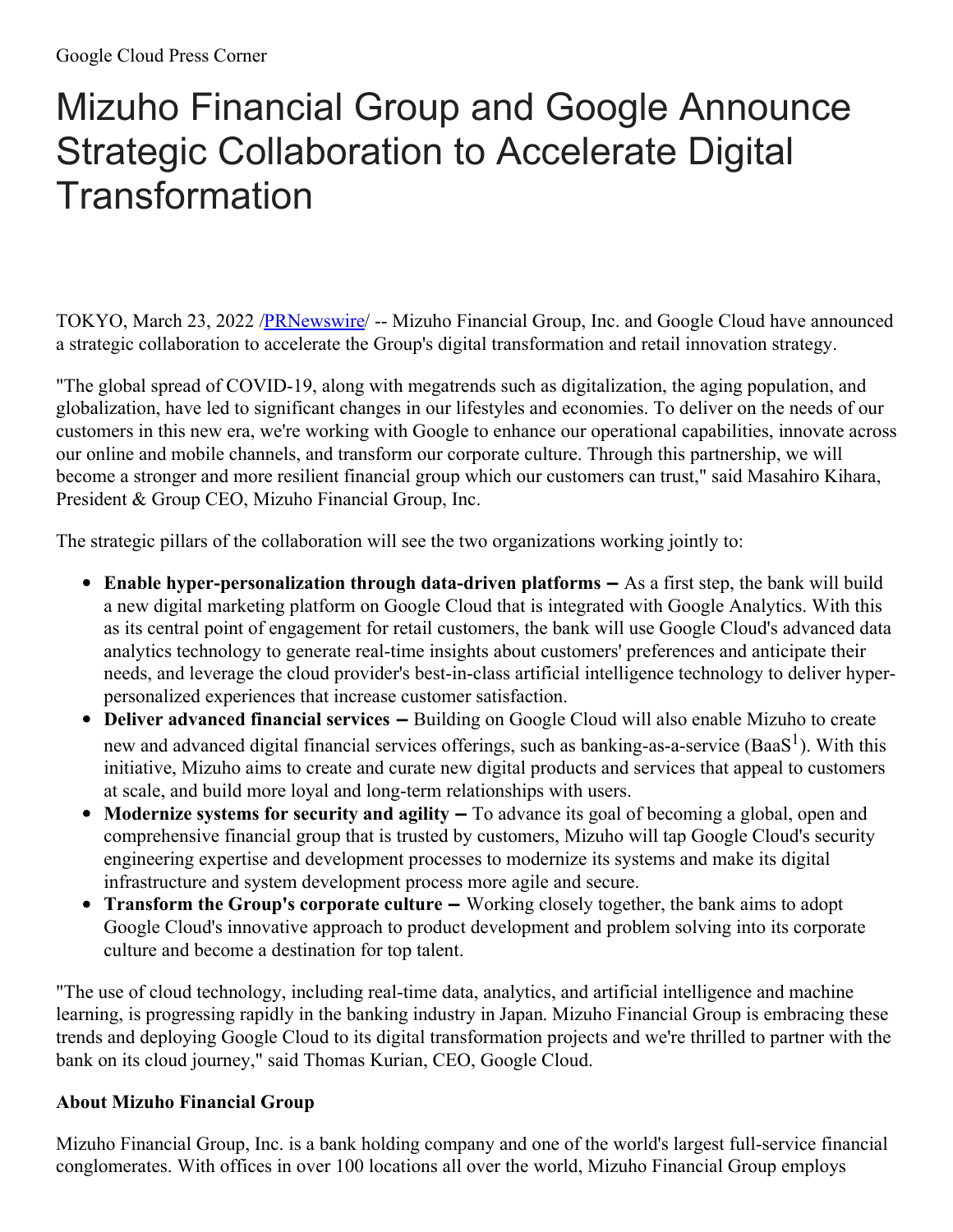Google Cloud Press Corner

# Mizuho Financial Group and Google Announce Strategic Collaboration to Accelerate Digital Transformation

TOKYO, March 23, 2022 /[PRNewswire](http://www.prnewswire.com/)/ -- Mizuho Financial Group, Inc. and Google Cloud have announced a strategic collaboration to accelerate the Group's digital transformation and retail innovation strategy.

"The global spread of COVID-19, along with megatrends such as digitalization, the aging population, and globalization, have led to significant changes in our lifestyles and economies. To deliver on the needs of our customers in this new era, we're working with Google to enhance our operational capabilities, innovate across our online and mobile channels, and transform our corporate culture. Through this partnership, we will become a stronger and more resilient financial group which our customers can trust," said Masahiro Kihara, President & Group CEO, Mizuho Financial Group, Inc.

The strategic pillars of the collaboration will see the two organizations working jointly to:

- **Enable hyper-personalization through data-driven platforms –** As a first step, the bank will build a new digital marketing platform on Google Cloud that is integrated with Google Analytics. With this as its central point of engagement for retail customers, the bank will use Google Cloud's advanced data analytics technology to generate real-time insights about customers' preferences and anticipate their needs, and leverage the cloud provider's best-in-class artificial intelligence technology to deliver hyper-personalized experiences that increase customer satisfaction.
- **Deliver advanced financial services –** Building on Google Cloud will also enable Mizuho to create new and advanced digital financial services offerings, such as banking-as-a-service (BaaS[1]). With this initiative, Mizuho aims to create and curate new digital products and services that appeal to customers at scale, and build more loyal and long-term relationships with users.
- **Modernize systems for security and agility –** To advance its goal of becoming a global, open and comprehensive financial group that is trusted by customers, Mizuho will tap Google Cloud's security engineering expertise and development processes to modernize its systems and make its digital infrastructure and system development process more agile and secure.
- **Transform the Group's corporate culture –** Working closely together, the bank aims to adopt Google Cloud's innovative approach to product development and problem solving into its corporate culture and become a destination for top talent.

"The use of cloud technology, including real-time data, analytics, and artificial intelligence and machine learning, is progressing rapidly in the banking industry in Japan. Mizuho Financial Group is embracing these trends and deploying Google Cloud to its digital transformation projects and we're thrilled to partner with the bank on its cloud journey," said Thomas Kurian, CEO, Google Cloud.

**About Mizuho Financial Group**

Mizuho Financial Group, Inc. is a bank holding company and one of the world's largest full-service financial conglomerates. With offices in over 100 locations all over the world, Mizuho Financial Group employs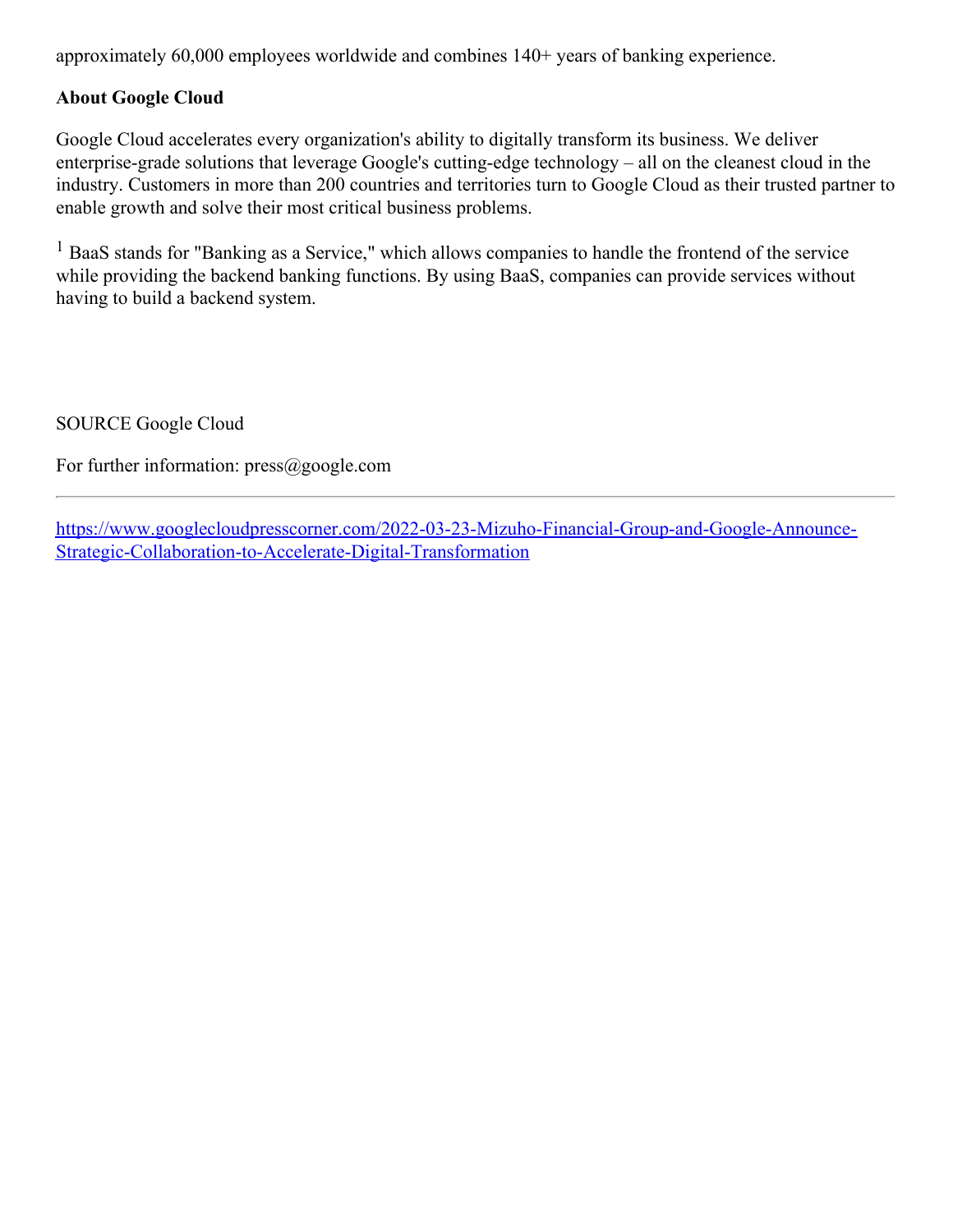approximately 60,000 employees worldwide and combines 140+ years of banking experience.

**About Google Cloud**

Google Cloud accelerates every organization's ability to digitally transform its business. We deliver enterprise-grade solutions that leverage Google's cutting-edge technology – all on the cleanest cloud in the industry. Customers in more than 200 countries and territories turn to Google Cloud as their trusted partner to enable growth and solve their most critical business problems.

[1] BaaS stands for "Banking as a Service," which allows companies to handle the frontend of the service while providing the backend banking functions. By using BaaS, companies can provide services without having to build a backend system.

SOURCE Google Cloud

For further information: press@google.com

---

https://www.googlecloudpresscorner.com/2022-03-23-Mizuho-Financial-Group-and-Google-Announce-Strategic-Collaboration-to-Accelerate-Digital-Transformation